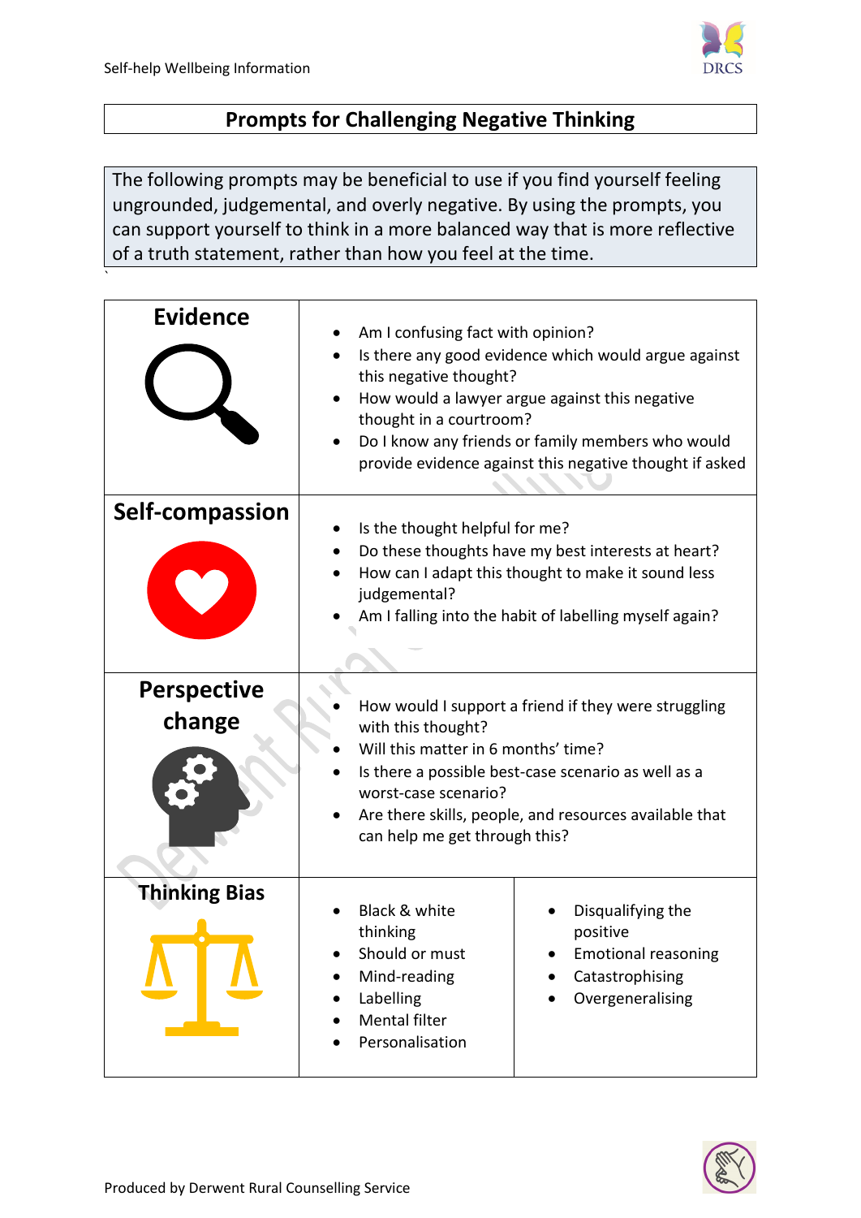# Prompts for Challenging Negative Thinking

The following prompts may be beneficial to use if you find yourself feeling ungrounded, judgemental, and overly negative. By using the prompts, you can support yourself to think in a more balanced way that is more reflective of a truth statement, rather than how you feel at the time.

| | | |
|---|---|---|
| **Evidence** | • Am I confusing fact with opinion?<br>• Is there any good evidence which would argue against this negative thought?<br>• How would a lawyer argue against this negative thought in a courtroom?<br>• Do I know any friends or family members who would provide evidence against this negative thought if asked | |
| **Self-compassion** | • Is the thought helpful for me?<br>• Do these thoughts have my best interests at heart?<br>• How can I adapt this thought to make it sound less judgemental?<br>• Am I falling into the habit of labelling myself again? | |
| **Perspective change** | • How would I support a friend if they were struggling with this thought?<br>• Will this matter in 6 months' time?<br>• Is there a possible best-case scenario as well as a worst-case scenario?<br>• Are there skills, people, and resources available that can help me get through this? | |
| **Thinking Bias** | • Black & white thinking<br>• Should or must<br>• Mind-reading<br>• Labelling<br>• Mental filter<br>• Personalisation | • Disqualifying the positive<br>• Emotional reasoning<br>• Catastrophising<br>• Overgeneralising |

Produced by Derwent Rural Counselling Service